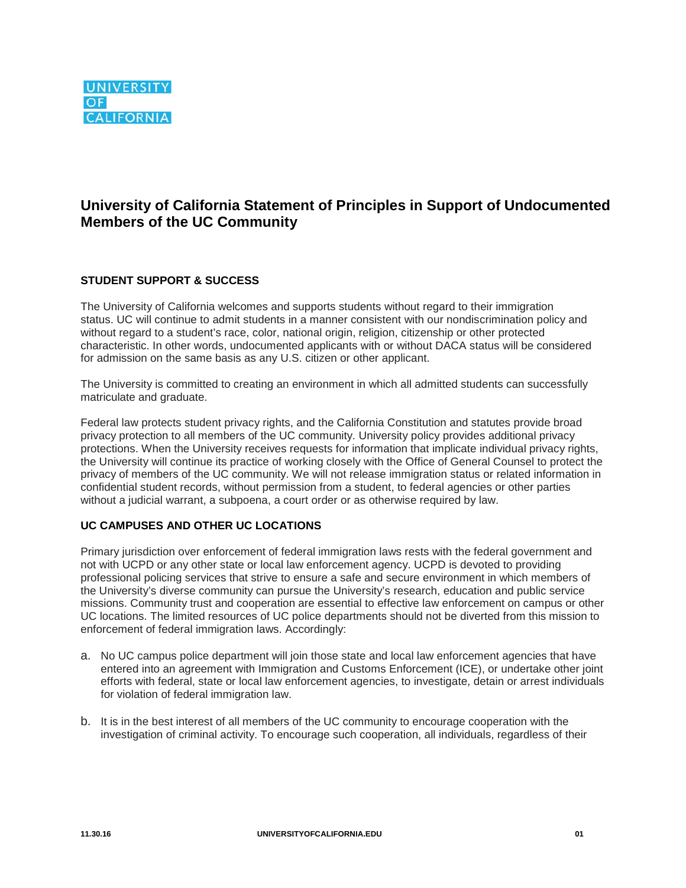UNIVERSITY OF CALIFORNIA

# University of California Statement of Principles in Support of Undocumented Members of the UC Community

## STUDENT SUPPORT & SUCCESS

The University of California welcomes and supports students without regard to their immigration status. UC will continue to admit students in a manner consistent with our nondiscrimination policy and without regard to a student's race, color, national origin, religion, citizenship or other protected characteristic. In other words, undocumented applicants with or without DACA status will be considered for admission on the same basis as any U.S. citizen or other applicant.

The University is committed to creating an environment in which all admitted students can successfully matriculate and graduate.

Federal law protects student privacy rights, and the California Constitution and statutes provide broad privacy protection to all members of the UC community. University policy provides additional privacy protections. When the University receives requests for information that implicate individual privacy rights, the University will continue its practice of working closely with the Office of General Counsel to protect the privacy of members of the UC community. We will not release immigration status or related information in confidential student records, without permission from a student, to federal agencies or other parties without a judicial warrant, a subpoena, a court order or as otherwise required by law.

## UC CAMPUSES AND OTHER UC LOCATIONS

Primary jurisdiction over enforcement of federal immigration laws rests with the federal government and not with UCPD or any other state or local law enforcement agency. UCPD is devoted to providing professional policing services that strive to ensure a safe and secure environment in which members of the University's diverse community can pursue the University's research, education and public service missions. Community trust and cooperation are essential to effective law enforcement on campus or other UC locations. The limited resources of UC police departments should not be diverted from this mission to enforcement of federal immigration laws. Accordingly:

a. No UC campus police department will join those state and local law enforcement agencies that have entered into an agreement with Immigration and Customs Enforcement (ICE), or undertake other joint efforts with federal, state or local law enforcement agencies, to investigate, detain or arrest individuals for violation of federal immigration law.

b. It is in the best interest of all members of the UC community to encourage cooperation with the investigation of criminal activity. To encourage such cooperation, all individuals, regardless of their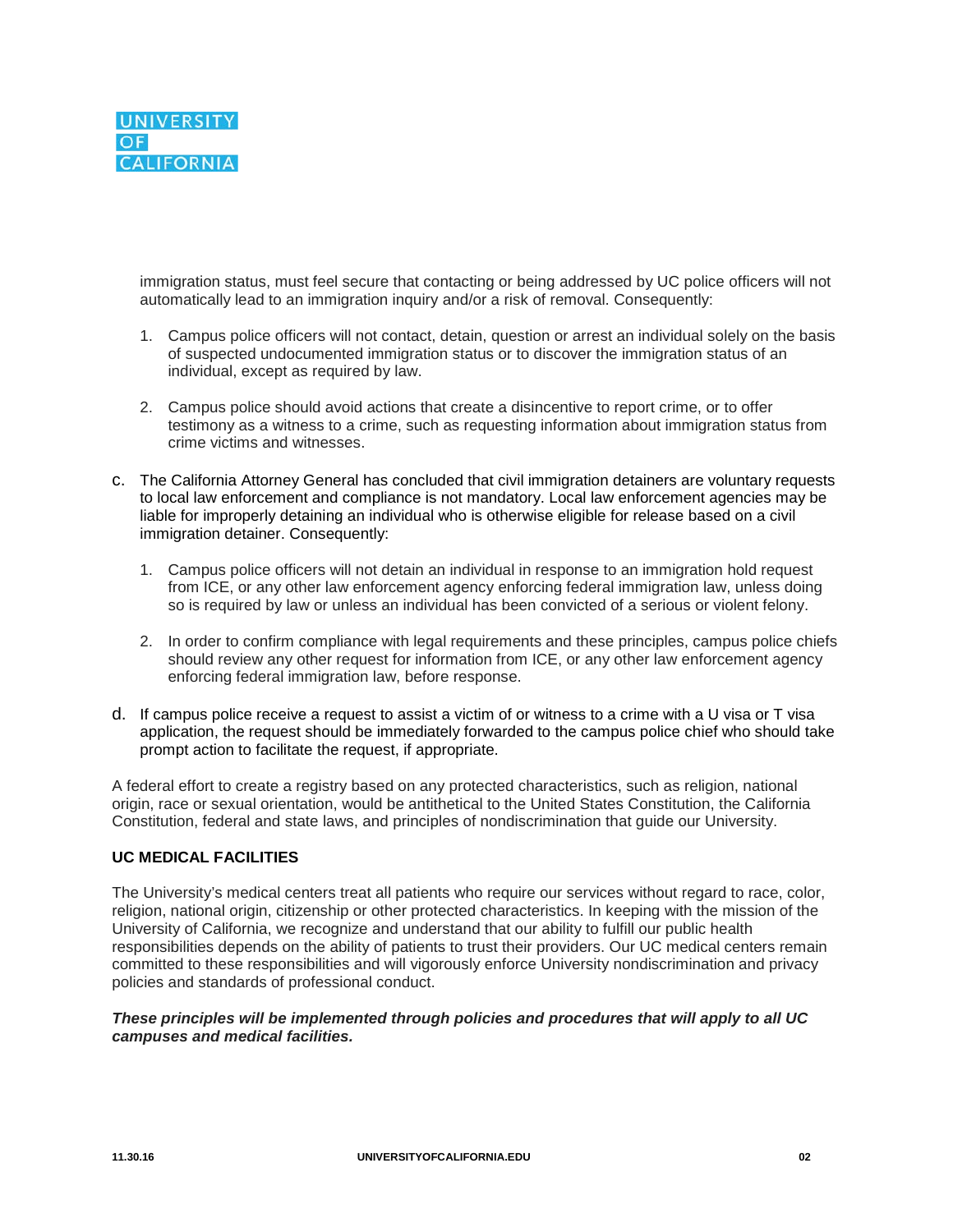immigration status, must feel secure that contacting or being addressed by UC police officers will not automatically lead to an immigration inquiry and/or a risk of removal. Consequently:

1. Campus police officers will not contact, detain, question or arrest an individual solely on the basis of suspected undocumented immigration status or to discover the immigration status of an individual, except as required by law.

2. Campus police should avoid actions that create a disincentive to report crime, or to offer testimony as a witness to a crime, such as requesting information about immigration status from crime victims and witnesses.

c. The California Attorney General has concluded that civil immigration detainers are voluntary requests to local law enforcement and compliance is not mandatory. Local law enforcement agencies may be liable for improperly detaining an individual who is otherwise eligible for release based on a civil immigration detainer. Consequently:

   1. Campus police officers will not detain an individual in response to an immigration hold request from ICE, or any other law enforcement agency enforcing federal immigration law, unless doing so is required by law or unless an individual has been convicted of a serious or violent felony.

   2. In order to confirm compliance with legal requirements and these principles, campus police chiefs should review any other request for information from ICE, or any other law enforcement agency enforcing federal immigration law, before response.

d. If campus police receive a request to assist a victim of or witness to a crime with a U visa or T visa application, the request should be immediately forwarded to the campus police chief who should take prompt action to facilitate the request, if appropriate.

A federal effort to create a registry based on any protected characteristics, such as religion, national origin, race or sexual orientation, would be antithetical to the United States Constitution, the California Constitution, federal and state laws, and principles of nondiscrimination that guide our University.

**UC MEDICAL FACILITIES**

The University's medical centers treat all patients who require our services without regard to race, color, religion, national origin, citizenship or other protected characteristics. In keeping with the mission of the University of California, we recognize and understand that our ability to fulfill our public health responsibilities depends on the ability of patients to trust their providers. Our UC medical centers remain committed to these responsibilities and will vigorously enforce University nondiscrimination and privacy policies and standards of professional conduct.

***These principles will be implemented through policies and procedures that will apply to all UC campuses and medical facilities.***